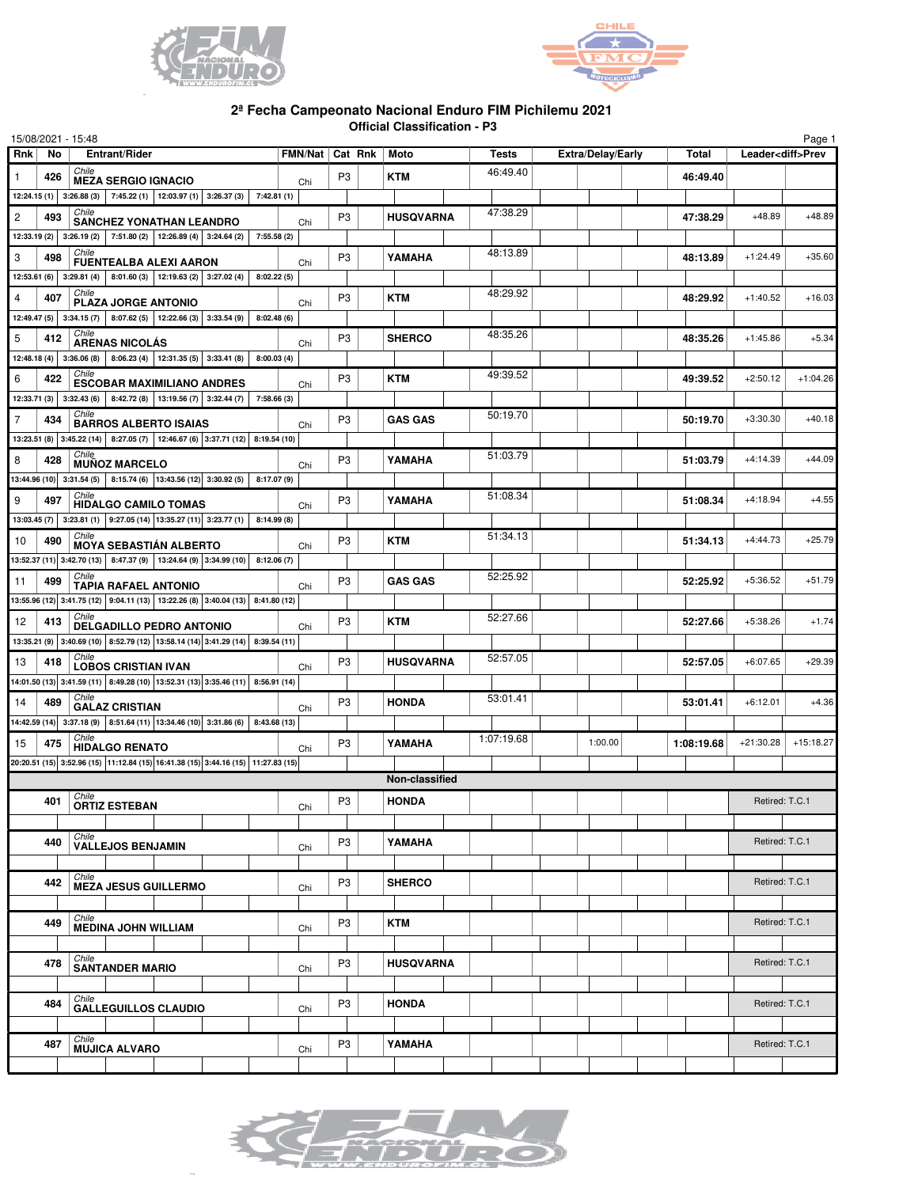## 2ª Fecha Campeonato Nacional Enduro FIM Pichilemu 2021

**Official Classification - P3**

15/08/2021 - 15:48

| Rnk | No | Entrant/Rider | FMN/Nat | Cat | Rnk | Moto | Tests | Extra/Delay/Early | Total | Leader<diff>Prev | |
|---|---|---|---|---|---|---|---|---|---|---|---|
| 1 | 426 | Chile **MEZA SERGIO IGNACIO** | Chi | P3 | | **KTM** | 46:49.40 | | **46:49.40** | | |
| | | 12:24.15 (1) \| 3:26.88 (3) \| 7:45.22 (1) \| 12:03.97 (1) \| 3:26.37 (3) \| 7:42.81 (1) | | | | | | | | | |
| 2 | 493 | Chile **SANCHEZ YONATHAN LEANDRO** | Chi | P3 | | **HUSQVARNA** | 47:38.29 | | **47:38.29** | +48.89 | +48.89 |
| | | 12:33.19 (2) \| 3:26.19 (2) \| 7:51.80 (2) \| 12:26.89 (4) \| 3:24.64 (2) \| 7:55.58 (2) | | | | | | | | | |
| 3 | 498 | Chile **FUENTEALBA ALEXI AARON** | Chi | P3 | | **YAMAHA** | 48:13.89 | | **48:13.89** | +1:24.49 | +35.60 |
| | | 12:53.61 (6) \| 3:29.81 (4) \| 8:01.60 (3) \| 12:19.63 (2) \| 3:27.02 (4) \| 8:02.22 (5) | | | | | | | | | |
| 4 | 407 | Chile **PLAZA JORGE ANTONIO** | Chi | P3 | | **KTM** | 48:29.92 | | **48:29.92** | +1:40.52 | +16.03 |
| | | 12:49.47 (5) \| 3:34.15 (7) \| 8:07.62 (5) \| 12:22.66 (3) \| 3:33.54 (9) \| 8:02.48 (6) | | | | | | | | | |
| 5 | 412 | Chile **ARENAS NICOLÁS** | Chi | P3 | | **SHERCO** | 48:35.26 | | **48:35.26** | +1:45.86 | +5.34 |
| | | 12:48.18 (4) \| 3:36.06 (8) \| 8:06.23 (4) \| 12:31.35 (5) \| 3:33.41 (8) \| 8:00.03 (4) | | | | | | | | | |
| 6 | 422 | Chile **ESCOBAR MAXIMILIANO ANDRES** | Chi | P3 | | **KTM** | 49:39.52 | | **49:39.52** | +2:50.12 | +1:04.26 |
| | | 12:33.71 (3) \| 3:32.43 (6) \| 8:42.72 (8) \| 13:19.56 (7) \| 3:32.44 (7) \| 7:58.66 (3) | | | | | | | | | |
| 7 | 434 | Chile **BARROS ALBERTO ISAIAS** | Chi | P3 | | **GAS GAS** | 50:19.70 | | **50:19.70** | +3:30.30 | +40.18 |
| | | 13:23.51 (8) \| 3:45.22 (14) \| 8:27.05 (7) \| 12:46.67 (6) \| 3:37.71 (12) \| 8:19.54 (10) | | | | | | | | | |
| 8 | 428 | Chile **MUÑOZ MARCELO** | Chi | P3 | | **YAMAHA** | 51:03.79 | | **51:03.79** | +4:14.39 | +44.09 |
| | | 13:44.96 (10) \| 3:31.54 (5) \| 8:15.74 (6) \| 13:43.56 (12) \| 3:30.92 (5) \| 8:17.07 (9) | | | | | | | | | |
| 9 | 497 | Chile **HIDALGO CAMILO TOMAS** | Chi | P3 | | **YAMAHA** | 51:08.34 | | **51:08.34** | +4:18.94 | +4.55 |
| | | 13:03.45 (7) \| 3:23.81 (1) \| 9:27.05 (14) \| 13:35.27 (11) \| 3:23.77 (1) \| 8:14.99 (8) | | | | | | | | | |
| 10 | 490 | Chile **MOYA SEBASTIÁN ALBERTO** | Chi | P3 | | **KTM** | 51:34.13 | | **51:34.13** | +4:44.73 | +25.79 |
| | | 13:52.37 (11) \| 3:42.70 (13) \| 8:47.37 (9) \| 13:24.64 (9) \| 3:34.99 (10) \| 8:12.06 (7) | | | | | | | | | |
| 11 | 499 | Chile **TAPIA RAFAEL ANTONIO** | Chi | P3 | | **GAS GAS** | 52:25.92 | | **52:25.92** | +5:36.52 | +51.79 |
| | | 13:55.96 (12) \| 3:41.75 (12) \| 9:04.11 (13) \| 13:22.26 (8) \| 3:40.04 (13) \| 8:41.80 (12) | | | | | | | | | |
| 12 | 413 | Chile **DELGADILLO PEDRO ANTONIO** | Chi | P3 | | **KTM** | 52:27.66 | | **52:27.66** | +5:38.26 | +1.74 |
| | | 13:35.21 (9) \| 3:40.69 (10) \| 8:52.79 (12) \| 13:58.14 (14) \| 3:41.29 (14) \| 8:39.54 (11) | | | | | | | | | |
| 13 | 418 | Chile **LOBOS CRISTIAN IVAN** | Chi | P3 | | **HUSQVARNA** | 52:57.05 | | **52:57.05** | +6:07.65 | +29.39 |
| | | 14:01.50 (13) \| 3:41.59 (11) \| 8:49.28 (10) \| 13:52.31 (13) \| 3:35.46 (11) \| 8:56.91 (14) | | | | | | | | | |
| 14 | 489 | Chile **GALAZ CRISTIAN** | Chi | P3 | | **HONDA** | 53:01.41 | | **53:01.41** | +6:12.01 | +4.36 |
| | | 14:42.59 (14) \| 3:37.18 (9) \| 8:51.64 (11) \| 13:34.46 (10) \| 3:31.86 (6) \| 8:43.68 (13) | | | | | | | | | |
| 15 | 475 | Chile **HIDALGO RENATO** | Chi | P3 | | **YAMAHA** | 1:07:19.68 | 1:00.00 | **1:08:19.68** | +21:30.28 | +15:18.27 |
| | | 20:20.51 (15) \| 3:52.96 (15) \| 11:12.84 (15) \| 16:41.38 (15) \| 3:44.16 (15) \| 11:27.83 (15) | | | | | | | | | |
| | | | | | | **Non-classified** | | | | | |
| | 401 | Chile **ORTIZ ESTEBAN** | Chi | P3 | | **HONDA** | | | | Retired: T.C.1 | |
| | 440 | Chile **VALLEJOS BENJAMIN** | Chi | P3 | | **YAMAHA** | | | | Retired: T.C.1 | |
| | 442 | Chile **MEZA JESUS GUILLERMO** | Chi | P3 | | **SHERCO** | | | | Retired: T.C.1 | |
| | 449 | Chile **MEDINA JOHN WILLIAM** | Chi | P3 | | **KTM** | | | | Retired: T.C.1 | |
| | 478 | Chile **SANTANDER MARIO** | Chi | P3 | | **HUSQVARNA** | | | | Retired: T.C.1 | |
| | 484 | Chile **GALLEGUILLOS CLAUDIO** | Chi | P3 | | **HONDA** | | | | Retired: T.C.1 | |
| | 487 | Chile **MUJICA ALVARO** | Chi | P3 | | **YAMAHA** | | | | Retired: T.C.1 | |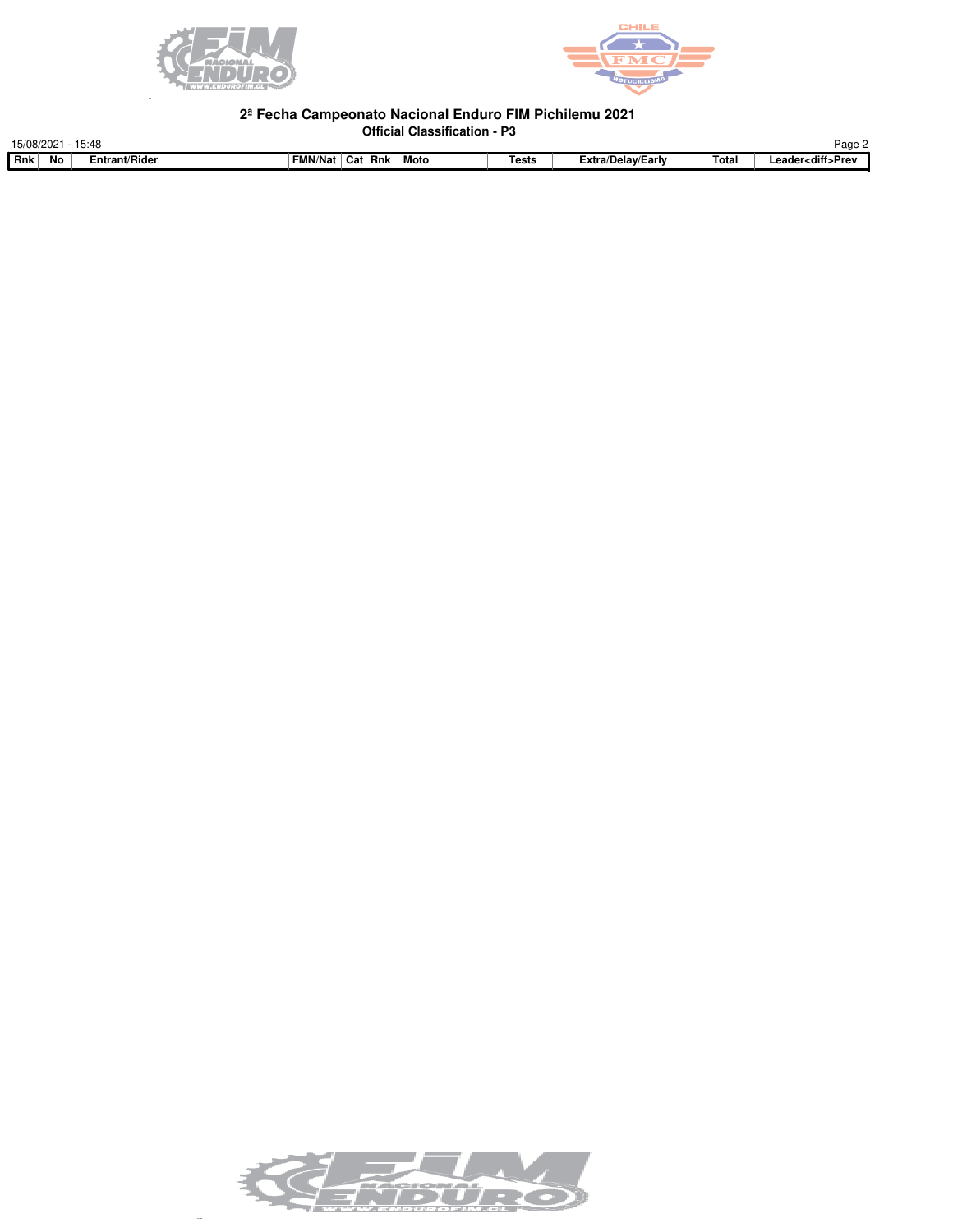## 2ª Fecha Campeonato Nacional Enduro FIM Pichilemu 2021

**Official Classification - P3**

15/08/2021 - 15:48

| Rnk | No | Entrant/Rider | FMN/Nat | Cat Rnk | Moto | Tests | Extra/Delay/Early | Total | Leader<diff>Prev |
|---|---|---|---|---|---|---|---|---|---|